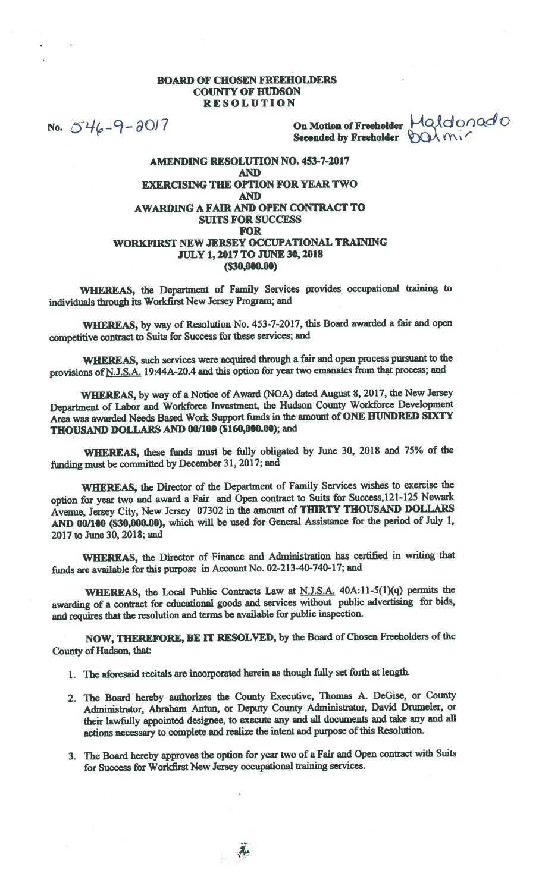# BOARD OF CHOSEN FREEHOLDERS
# COUNTY OF HUDSON
# RESOLUTION

No. 546-9-2017

On Motion of Freeholder Maldonado
Seconded by Freeholder Balmir

**AMENDING RESOLUTION NO. 453-7-2017
AND
EXERCISING THE OPTION FOR YEAR TWO
AND
AWARDING A FAIR AND OPEN CONTRACT TO
SUITS FOR SUCCESS
FOR
WORKFIRST NEW JERSEY OCCUPATIONAL TRAINING
JULY 1, 2017 TO JUNE 30, 2018
($30,000.00)**

**WHEREAS,** the Department of Family Services provides occupational training to individuals through its Workfirst New Jersey Program; and

**WHEREAS,** by way of Resolution No. 453-7-2017, this Board awarded a fair and open competitive contract to Suits for Success for these services; and

**WHEREAS,** such services were acquired through a fair and open process pursuant to the provisions of N.J.S.A. 19:44A-20.4 and this option for year two emanates from that process; and

**WHEREAS,** by way of a Notice of Award (NOA) dated August 8, 2017, the New Jersey Department of Labor and Workforce Investment, the Hudson County Workforce Development Area was awarded Needs Based Work Support funds in the amount of **ONE HUNDRED SIXTY THOUSAND DOLLARS AND 00/100 ($160,000.00)**; and

**WHEREAS,** these funds must be fully obligated by June 30, 2018 and 75% of the funding must be committed by December 31, 2017; and

**WHEREAS,** the Director of the Department of Family Services wishes to exercise the option for year two and award a Fair and Open contract to Suits for Success,121-125 Newark Avenue, Jersey City, New Jersey 07302 in the amount of **THIRTY THOUSAND DOLLARS AND 00/100 ($30,000.00),** which will be used for General Assistance for the period of July 1, 2017 to June 30, 2018; and

**WHEREAS,** the Director of Finance and Administration has certified in writing that funds are available for this purpose in Account No. 02-213-40-740-17; and

**WHEREAS,** the Local Public Contracts Law at N.J.S.A. 40A:11-5(1)(q) permits the awarding of a contract for educational goods and services without public advertising for bids, and requires that the resolution and terms be available for public inspection.

**NOW, THEREFORE, BE IT RESOLVED,** by the Board of Chosen Freeholders of the County of Hudson, that:

1. The aforesaid recitals are incorporated herein as though fully set forth at length.
2. The Board hereby authorizes the County Executive, Thomas A. DeGise, or County Administrator, Abraham Antun, or Deputy County Administrator, David Drumeler, or their lawfully appointed designee, to execute any and all documents and take any and all actions necessary to complete and realize the intent and purpose of this Resolution.
3. The Board hereby approves the option for year two of a Fair and Open contract with Suits for Success for Workfirst New Jersey occupational training services.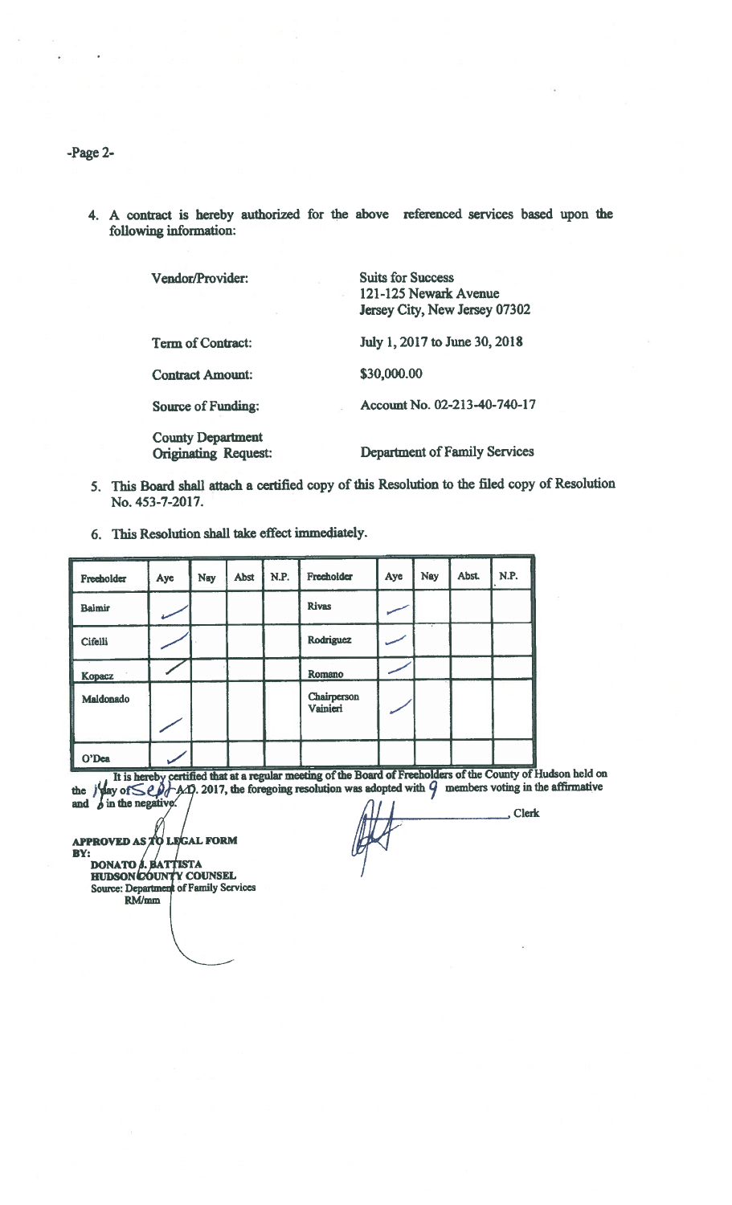-Page 2-

4. A contract is hereby authorized for the above referenced services based upon the following information:

| | |
|---|---|
| Vendor/Provider: | Suits for Success<br>121-125 Newark Avenue<br>Jersey City, New Jersey 07302 |
| Term of Contract: | July 1, 2017 to June 30, 2018 |
| Contract Amount: | $30,000.00 |
| Source of Funding: | Account No. 02-213-40-740-17 |
| County Department Originating Request: | Department of Family Services |

5. This Board shall attach a certified copy of this Resolution to the filed copy of Resolution No. 453-7-2017.

6. This Resolution shall take effect immediately.

| Freeholder | Aye | Nay | Abst | N.P. | Freeholder | Aye | Nay | Abst. | N.P. |
|---|---|---|---|---|---|---|---|---|---|
| Balmir | ✓ | | | | Rivas | ✓ | | | |
| Cifelli | ✓ | | | | Rodriguez | ✓ | | | |
| Kopacz | ✓ | | | | Romano | ✓ | | | |
| Maldonado | ✓ | | | | Chairperson Vainieri | ✓ | | | |
| O'Dea | ✓ | | | | | | | | |

It is hereby certified that at a regular meeting of the Board of Freeholders of the County of Hudson held on the 14 day of Sept A.D. 2017, the foregoing resolution was adopted with 9 members voting in the affirmative and 0 in the negative.

\_\_\_\_\_\_\_\_\_\_\_\_\_\_\_\_\_\_\_\_, Clerk

APPROVED AS TO LEGAL FORM
BY:
DONATO J. BATTISTA
HUDSON COUNTY COUNSEL
Source: Department of Family Services
RM/mm